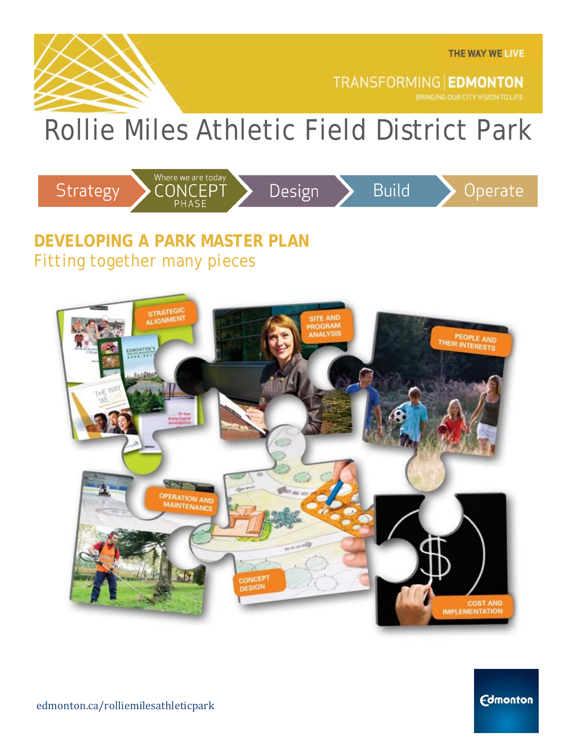THE WAY WE LIVE

TRANSFORMING | EDMONTON

BRINGING OUR CITY VISION TO LIFE

# Rollie Miles Athletic Field District Park

Strategy → Where we are today CONCEPT PHASE → Design → Build → Operate

## DEVELOPING A PARK MASTER PLAN

Fitting together many pieces

STRATEGIC ALIGNMENT

SITE AND PROGRAM ANALYSIS

PEOPLE AND THEIR INTERESTS

OPERATION AND MAINTENANCE

CONCEPT DESIGN

COST AND IMPLEMENTATION

edmonton.ca/rolliemilesathleticpark

Edmonton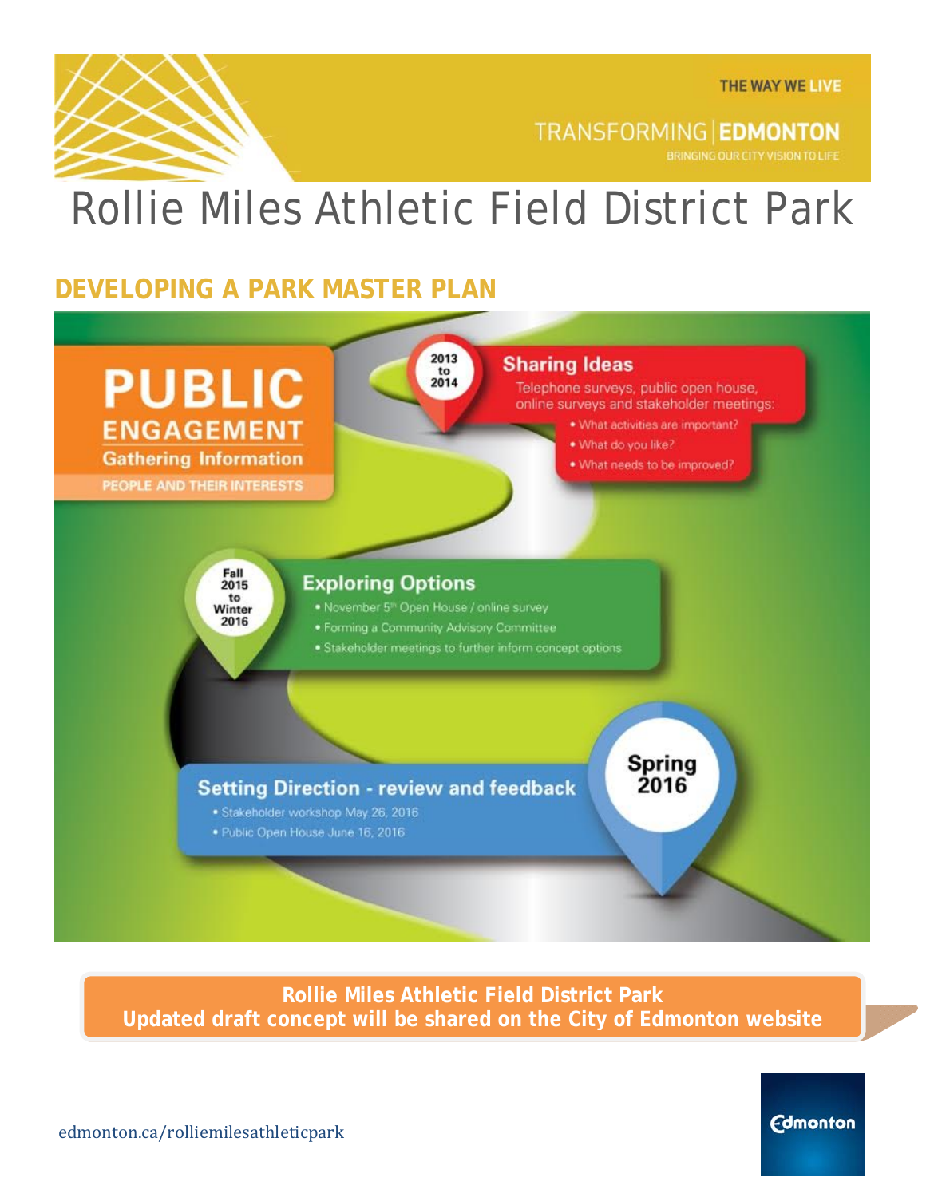THE WAY WE LIVE

TRANSFORMING | EDMONTON

BRINGING OUR CITY VISION TO LIFE

# Rollie Miles Athletic Field District Park

## DEVELOPING A PARK MASTER PLAN

**PUBLIC ENGAGEMENT**

**Gathering Information**

PEOPLE AND THEIR INTERESTS

**2013 to 2014**

### Sharing Ideas

Telephone surveys, public open house, online surveys and stakeholder meetings:

- What activities are important?
- What do you like?
- What needs to be improved?

**Fall 2015 to Winter 2016**

### Exploring Options

- November 5th Open House / online survey
- Forming a Community Advisory Committee
- Stakeholder meetings to further inform concept options

**Spring 2016**

### Setting Direction - review and feedback

- Stakeholder workshop May 26, 2016
- Public Open House June 16, 2016

**Rollie Miles Athletic Field District Park**
**Updated draft concept will be shared on the City of Edmonton website**

edmonton.ca/rolliemilesathleticpark

Edmonton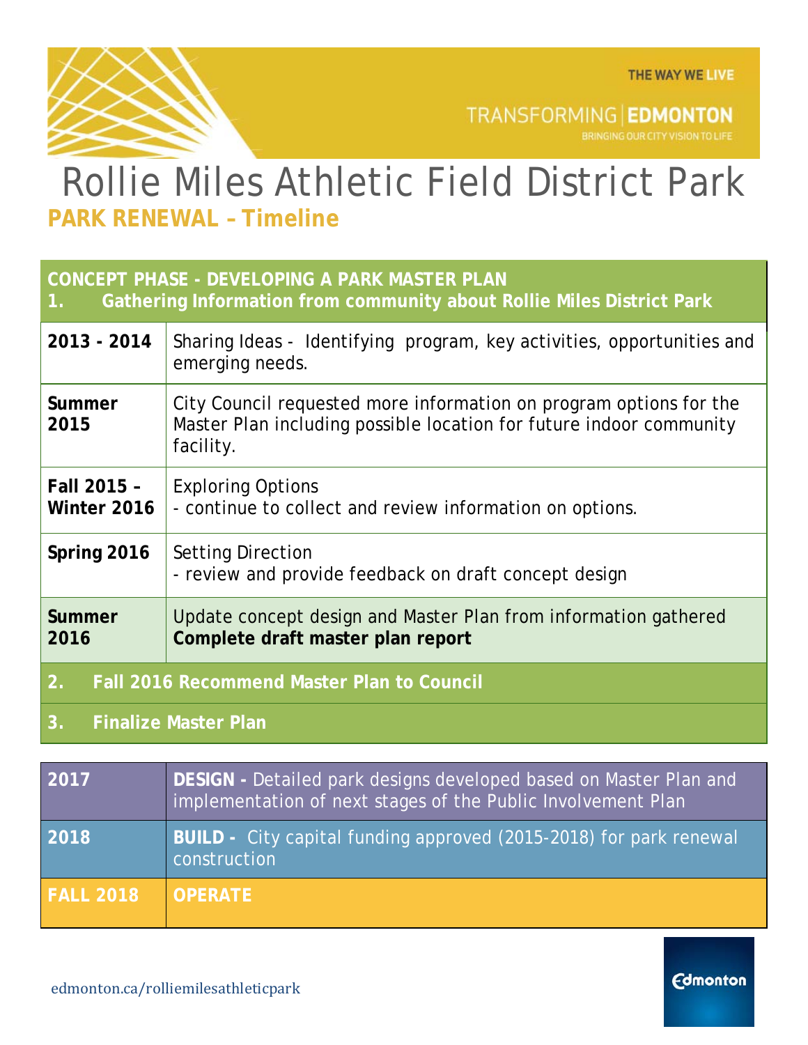THE WAY WE LIVE

TRANSFORMING | EDMONTON

BRINGING OUR CITY VISION TO LIFE

# Rollie Miles Athletic Field District Park

## PARK RENEWAL – Timeline

| **CONCEPT PHASE - DEVELOPING A PARK MASTER PLAN**<br>**1. Gathering Information from community about Rollie Miles District Park** | |
|---|---|
| **2013 - 2014** | Sharing Ideas - Identifying program, key activities, opportunities and emerging needs. |
| **Summer 2015** | City Council requested more information on program options for the Master Plan including possible location for future indoor community facility. |
| **Fall 2015 – Winter 2016** | Exploring Options<br>- continue to collect and review information on options. |
| **Spring 2016** | Setting Direction<br>- review and provide feedback on draft concept design |
| **Summer 2016** | Update concept design and Master Plan from information gathered<br>**Complete draft master plan report** |
| **2. Fall 2016 Recommend Master Plan to Council** | |
| **3. Finalize Master Plan** | |

| | |
|---|---|
| **2017** | **DESIGN -** Detailed park designs developed based on Master Plan and implementation of next stages of the Public Involvement Plan |
| **2018** | **BUILD -** City capital funding approved (2015-2018) for park renewal construction |
| **FALL 2018** | **OPERATE** |

edmonton.ca/rolliemilesathleticpark

Edmonton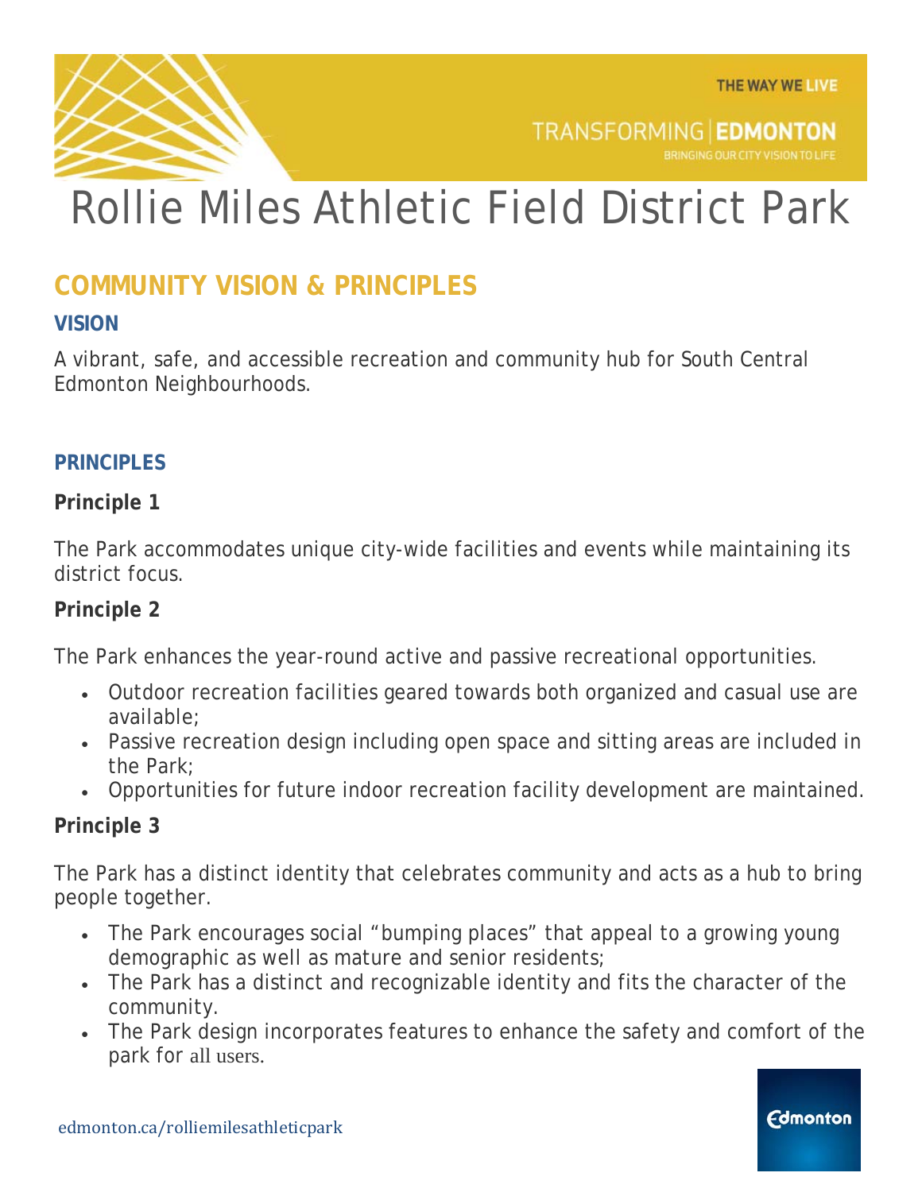# Rollie Miles Athletic Field District Park

## COMMUNITY VISION & PRINCIPLES

### VISION

A vibrant, safe, and accessible recreation and community hub for South Central Edmonton Neighbourhoods.

### PRINCIPLES

**Principle 1**

The Park accommodates unique city-wide facilities and events while maintaining its district focus.

**Principle 2**

The Park enhances the year-round active and passive recreational opportunities.

- Outdoor recreation facilities geared towards both organized and casual use are available;
- Passive recreation design including open space and sitting areas are included in the Park;
- Opportunities for future indoor recreation facility development are maintained.

**Principle 3**

The Park has a distinct identity that celebrates community and acts as a hub to bring people together.

- The Park encourages social "bumping places" that appeal to a growing young demographic as well as mature and senior residents;
- The Park has a distinct and recognizable identity and fits the character of the community.
- The Park design incorporates features to enhance the safety and comfort of the park for all users.

edmonton.ca/rolliemilesathleticpark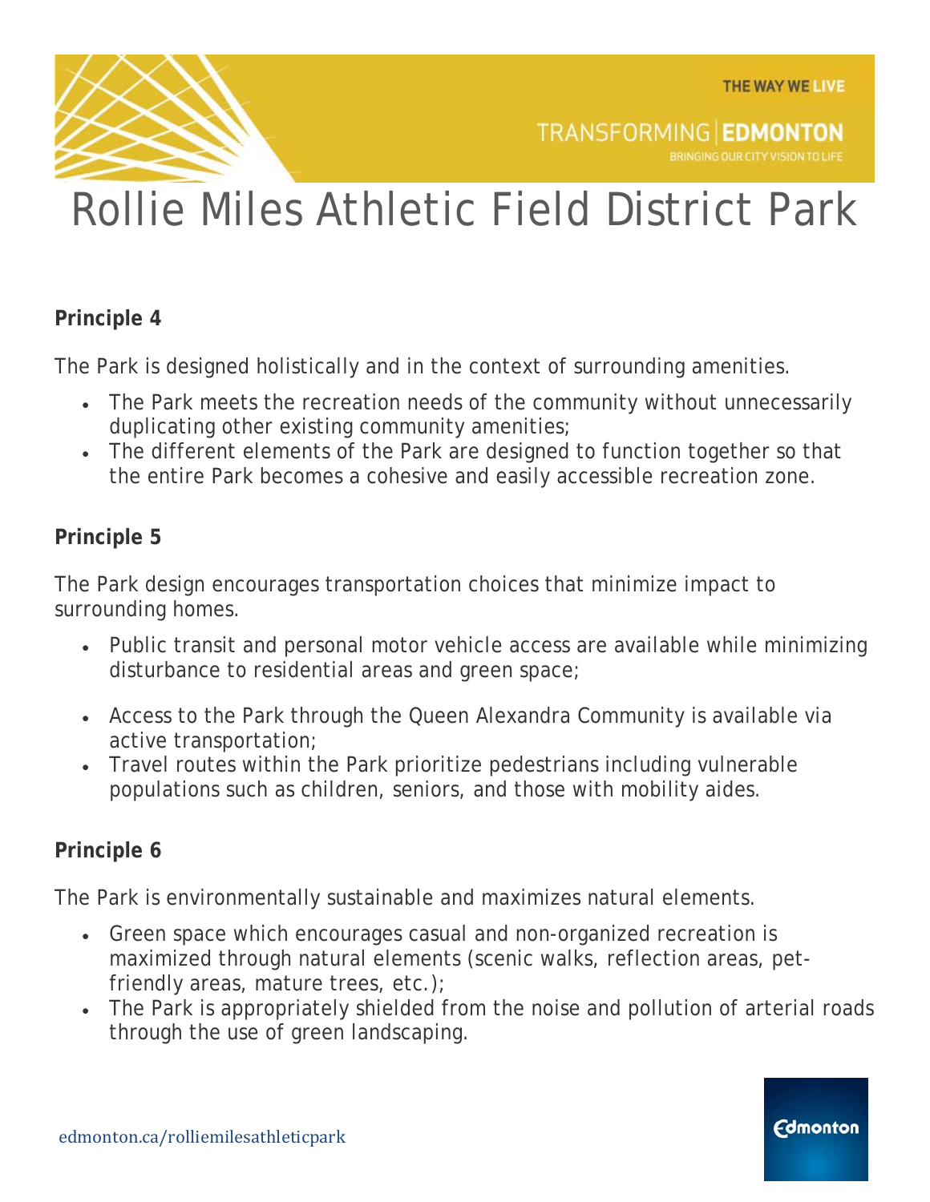# Rollie Miles Athletic Field District Park

**Principle 4**

The Park is designed holistically and in the context of surrounding amenities.

- The Park meets the recreation needs of the community without unnecessarily duplicating other existing community amenities;
- The different elements of the Park are designed to function together so that the entire Park becomes a cohesive and easily accessible recreation zone.

**Principle 5**

The Park design encourages transportation choices that minimize impact to surrounding homes.

- Public transit and personal motor vehicle access are available while minimizing disturbance to residential areas and green space;
- Access to the Park through the Queen Alexandra Community is available via active transportation;
- Travel routes within the Park prioritize pedestrians including vulnerable populations such as children, seniors, and those with mobility aides.

**Principle 6**

The Park is environmentally sustainable and maximizes natural elements.

- Green space which encourages casual and non-organized recreation is maximized through natural elements (scenic walks, reflection areas, pet-friendly areas, mature trees, etc.);
- The Park is appropriately shielded from the noise and pollution of arterial roads through the use of green landscaping.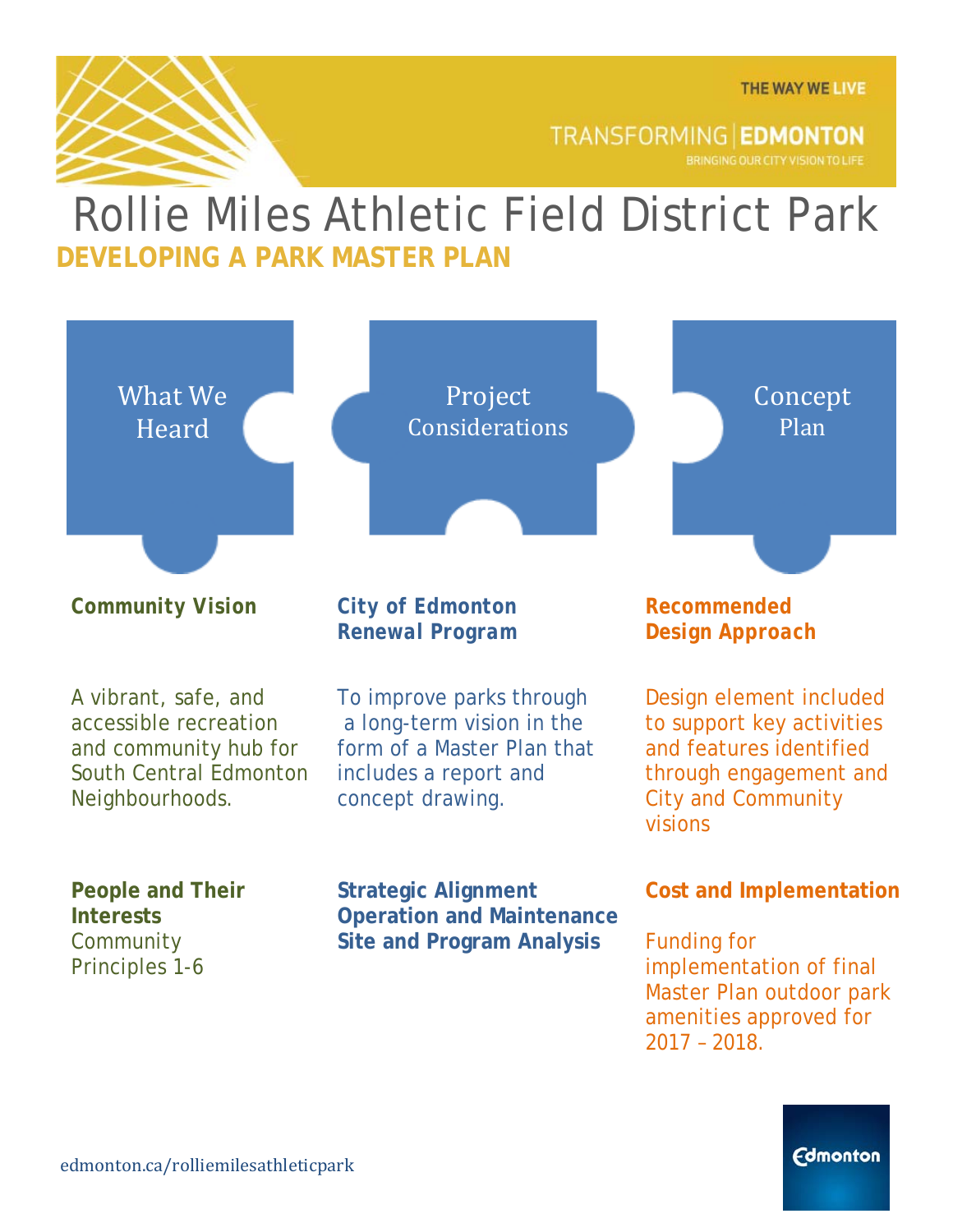# Rollie Miles Athletic Field District Park

## DEVELOPING A PARK MASTER PLAN

What We Heard

Project Considerations

Concept Plan

**Community Vision**

A vibrant, safe, and accessible recreation and community hub for South Central Edmonton Neighbourhoods.

**People and Their Interests**
Community Principles 1-6

**City of Edmonton Renewal Program**

To improve parks through a long-term vision in the form of a Master Plan that includes a report and concept drawing.

**Strategic Alignment**
**Operation and Maintenance**
**Site and Program Analysis**

**Recommended Design Approach**

Design element included to support key activities and features identified through engagement and City and Community visions

**Cost and Implementation**

Funding for implementation of final Master Plan outdoor park amenities approved for 2017 – 2018.

edmonton.ca/rolliemilesathleticpark